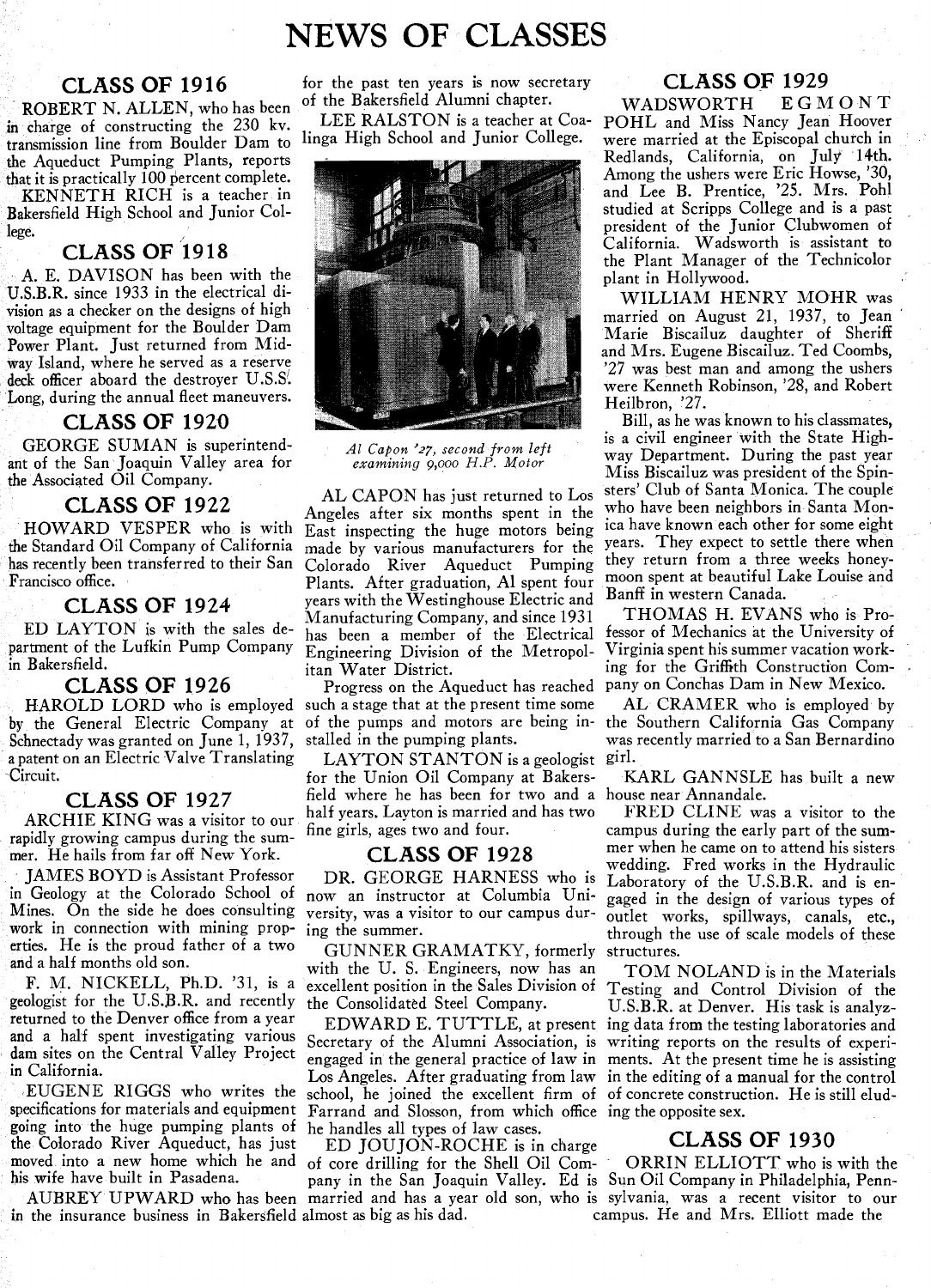# NEWS OF CLASSES

## CLASS OF 1916

ROBERT N. ALLEN, who has been in charge of constructing the 230 kv. transmission line from Boulder Dam to the Aqueduct Pumping Plants, reports that it is practically 100 percent complete.

KENNETH RICH is a teacher in Bakersfield High School and Junior College.

## CLASS OF 1918

A. E. DAVISON has been with the U.S.B.R. since 1933 in the electrical division as a checker on the designs of high voltage equipment for the Boulder Dam Power Plant. Just returned from Midway Island, where he served as a reserve deck officer aboard the destroyer U.S.S. Long, during the annual fleet maneuvers.

## CLASS OF 1920

GEORGE SUMAN is superintendant of the San Joaquin Valley area for the Associated Oil Company.

## CLASS OF 1922

HOWARD VESPER who is with the Standard Oil Company of California has recently been transferred to their San Francisco office.

## CLASS OF 1924

ED LAYTON is with the sales department of the Lufkin Pump Company in Bakersfield.

## CLASS OF 1926

HAROLD LORD who is employed by the General Electric Company at Schnectady was granted on June 1, 1937, a patent on an Electric Valve Translating Circuit.

## CLASS OF 1927

ARCHIE KING was a visitor to our rapidly growing campus during the summer. He hails from far off New York.

JAMES BOYD is Assistant Professor in Geology at the Colorado School of Mines. On the side he does consulting work in connection with mining properties. He is the proud father of a two and a half months old son.

F. M. NICKELL, Ph.D. '31, is a geologist for the U.S.B.R. and recently returned to the Denver office from a year and a half spent investigating various dam sites on the Central Valley Project in California.

EUGENE RIGGS who writes the specifications for materials and equipment going into the huge pumping plants of the Colorado River Aqueduct, has just moved into a new home which he and his wife have built in Pasadena.

AUBREY UPWARD who has been in the insurance business in Bakersfield for the past ten years is now secretary of the Bakersfield Alumni chapter.

LEE RALSTON is a teacher at Coalinga High School and Junior College.

*Al Capon '27, second from left examining 9,000 H.P. Motor*

AL CAPON has just returned to Los Angeles after six months spent in the East inspecting the huge motors being made by various manufacturers for the Colorado River Aqueduct Pumping Plants. After graduation, Al spent four years with the Westinghouse Electric and Manufacturing Company, and since 1931 has been a member of the Electrical Engineering Division of the Metropolitan Water District.

Progress on the Aqueduct has reached such a stage that at the present time some of the pumps and motors are being installed in the pumping plants.

LAYTON STANTON is a geologist for the Union Oil Company at Bakersfield where he has been for two and a half years. Layton is married and has two fine girls, ages two and four.

## CLASS OF 1928

DR. GEORGE HARNESS who is now an instructor at Columbia University, was a visitor to our campus during the summer.

GUNNER GRAMATKY, formerly with the U. S. Engineers, now has an excellent position in the Sales Division of the Consolidated Steel Company.

EDWARD E. TUTTLE, at present Secretary of the Alumni Association, is engaged in the general practice of law in Los Angeles. After graduating from law school, he joined the excellent firm of Farrand and Slosson, from which office he handles all types of law cases.

ED JOUJON-ROCHE is in charge of core drilling for the Shell Oil Company in the San Joaquin Valley. Ed is married and has a year old son, who is almost as big as his dad.

## CLASS OF 1929

WADSWORTH EGMONT POHL and Miss Nancy Jean Hoover were married at the Episcopal church in Redlands, California, on July 14th. Among the ushers were Eric Howse, '30, and Lee B. Prentice, '25. Mrs. Pohl studied at Scripps College and is a past president of the Junior Clubwomen of California. Wadsworth is assistant to the Plant Manager of the Technicolor plant in Hollywood.

WILLIAM HENRY MOHR was married on August 21, 1937, to Jean Marie Biscailuz daughter of Sheriff and Mrs. Eugene Biscailuz. Ted Coombs, '27 was best man and among the ushers were Kenneth Robinson, '28, and Robert Heilbron, '27.

Bill, as he was known to his classmates, is a civil engineer with the State Highway Department. During the past year Miss Biscailuz was president of the Spinsters' Club of Santa Monica. The couple who have been neighbors in Santa Monica have known each other for some eight years. They expect to settle there when they return from a three weeks honeymoon spent at beautiful Lake Louise and Banff in western Canada.

THOMAS H. EVANS who is Professor of Mechanics at the University of Virginia spent his summer vacation working for the Griffith Construction Company on Conchas Dam in New Mexico.

AL CRAMER who is employed by the Southern California Gas Company was recently married to a San Bernardino girl.

KARL GANNSLE has built a new house near Annandale.

FRED CLINE was a visitor to the campus during the early part of the summer when he came on to attend his sisters wedding. Fred works in the Hydraulic Laboratory of the U.S.B.R. and is engaged in the design of various types of outlet works, spillways, canals, etc., through the use of scale models of these structures.

TOM NOLAND is in the Materials Testing and Control Division of the U.S.B.R. at Denver. His task is analyzing data from the testing laboratories and writing reports on the results of experiments. At the present time he is assisting in the editing of a manual for the control of concrete construction. He is still eluding the opposite sex.

## CLASS OF 1930

ORRIN ELLIOTT who is with the Sun Oil Company in Philadelphia, Pennsylvania, was a recent visitor to our campus. He and Mrs. Elliott made the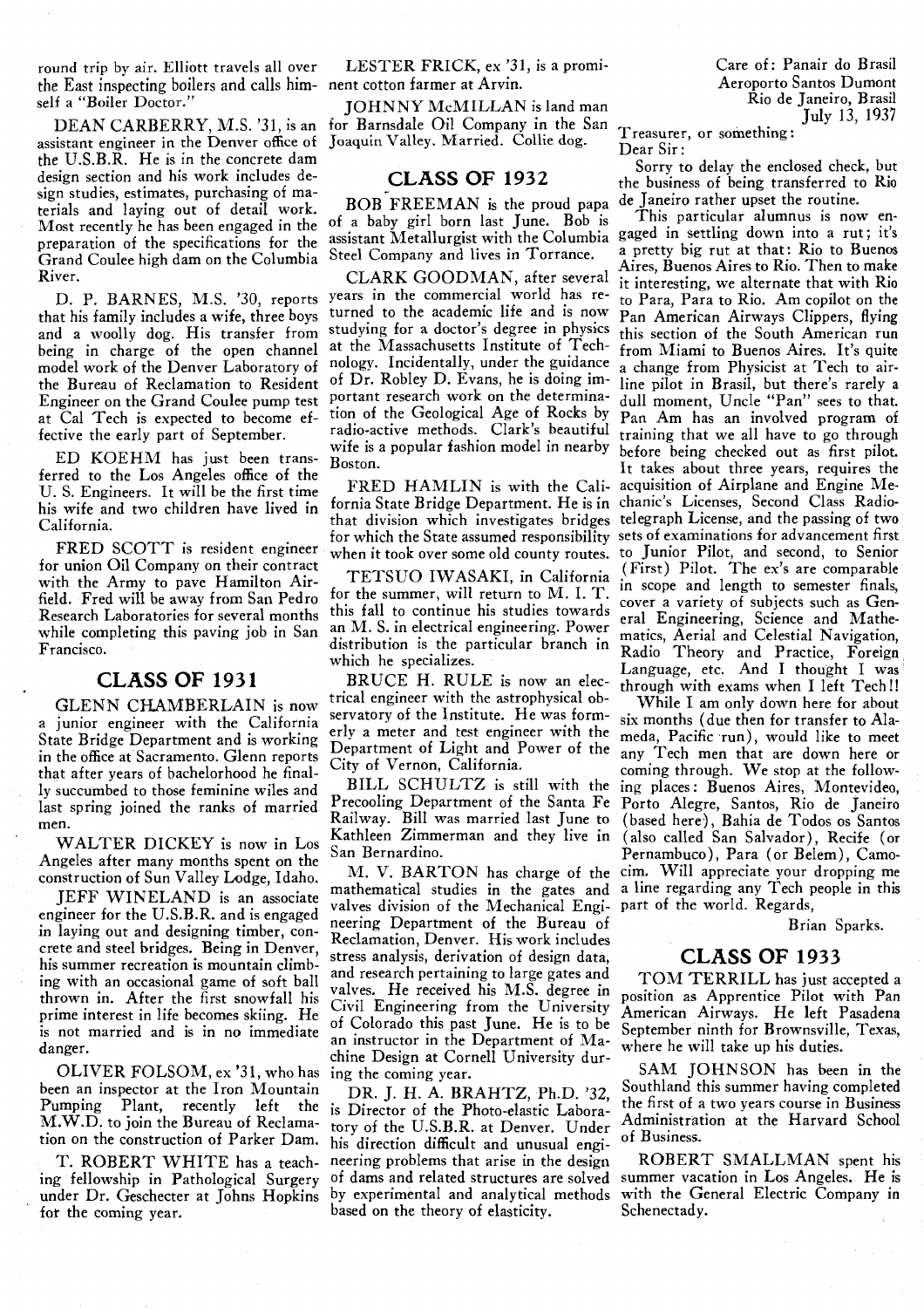round trip by air. Elliott travels all over the East inspecting boilers and calls himself a "Boiler Doctor."

DEAN CARBERRY, M.S. '31, is an assistant engineer in the Denver office of the U.S.B.R. He is in the concrete dam design section and his work includes design studies, estimates, purchasing of materials and laying out of detail work. Most recently he has been engaged in the preparation of the specifications for the Grand Coulee high dam on the Columbia River.

D. P. BARNES, M.S. '30, reports that his family includes a wife, three boys and a woolly dog. His transfer from being in charge of the open channel model work of the Denver Laboratory of the Bureau of Reclamation to Resident Engineer on the Grand Coulee pump test at Cal Tech is expected to become effective the early part of September.

ED KOEHM has just been transferred to the Los Angeles office of the U. S. Engineers. It will be the first time his wife and two children have lived in California.

FRED SCOTT is resident engineer for union Oil Company on their contract with the Army to pave Hamilton Airfield. Fred will be away from San Pedro Research Laboratories for several months while completing this paving job in San Francisco.

## CLASS OF 1931

GLENN CHAMBERLAIN is now a junior engineer with the California State Bridge Department and is working in the office at Sacramento. Glenn reports that after years of bachelorhood he finally succumbed to those feminine wiles and last spring joined the ranks of married men.

WALTER DICKEY is now in Los Angeles after many months spent on the construction of Sun Valley Lodge, Idaho.

JEFF WINELAND is an associate engineer for the U.S.B.R. and is engaged in laying out and designing timber, concrete and steel bridges. Being in Denver, his summer recreation is mountain climbing with an occasional game of soft ball thrown in. After the first snowfall his prime interest in life becomes skiing. He is not married and is in no immediate danger.

OLIVER FOLSOM, ex '31, who has been an inspector at the Iron Mountain Pumping Plant, recently left the M.W.D. to join the Bureau of Reclamation on the construction of Parker Dam.

T. ROBERT WHITE has a teaching fellowship in Pathological Surgery under Dr. Geschecter at Johns Hopkins for the coming year.

LESTER FRICK, ex '31, is a prominent cotton farmer at Arvin.

JOHNNY McMILLAN is land man for Barnsdale Oil Company in the San Joaquin Valley. Married. Collie dog.

## CLASS OF 1932

BOB FREEMAN is the proud papa of a baby girl born last June. Bob is assistant Metallurgist with the Columbia Steel Company and lives in Torrance.

CLARK GOODMAN, after several years in the commercial world has returned to the academic life and is now studying for a doctor's degree in physics at the Massachusetts Institute of Technology. Incidentally, under the guidance of Dr. Robley D. Evans, he is doing important research work on the determination of the Geological Age of Rocks by radio-active methods. Clark's beautiful wife is a popular fashion model in nearby Boston.

FRED HAMLIN is with the California State Bridge Department. He is in that division which investigates bridges for which the State assumed responsibility when it took over some old county routes.

TETSUO IWASAKI, in California for the summer, will return to M. I. T. this fall to continue his studies towards an M. S. in electrical engineering. Power distribution is the particular branch in which he specializes.

BRUCE H. RULE is now an electrical engineer with the astrophysical observatory of the Institute. He was formerly a meter and test engineer with the Department of Light and Power of the City of Vernon, California.

BILL SCHULTZ is still with the Precooling Department of the Santa Fe Railway. Bill was married last June to Kathleen Zimmerman and they live in San Bernardino.

M. V. BARTON has charge of the mathematical studies in the gates and valves division of the Mechanical Engineering Department of the Bureau of Reclamation, Denver. His work includes stress analysis, derivation of design data, and research pertaining to large gates and valves. He received his M.S. degree in Civil Engineering from the University of Colorado this past June. He is to be an instructor in the Department of Machine Design at Cornell University during the coming year.

DR. J. H. A. BRAHTZ, Ph.D. '32, is Director of the Photo-elastic Laboratory of the U.S.B.R. at Denver. Under his direction difficult and unusual engineering problems that arise in the design of dams and related structures are solved by experimental and analytical methods based on the theory of elasticity.

Care of: Panair do Brasil
Aeroporto Santos Dumont
Rio de Janeiro, Brasil
July 13, 1937

Treasurer, or something:
Dear Sir:

Sorry to delay the enclosed check, but the business of being transferred to Rio de Janeiro rather upset the routine.

This particular alumnus is now engaged in settling down into a rut; it's a pretty big rut at that: Rio to Buenos Aires, Buenos Aires to Rio. Then to make it interesting, we alternate that with Rio to Para, Para to Rio. Am copilot on the Pan American Airways Clippers, flying this section of the South American run from Miami to Buenos Aires. It's quite a change from Physicist at Tech to airline pilot in Brasil, but there's rarely a dull moment, Uncle "Pan" sees to that. Pan Am has an involved program of training that we all have to go through before being checked out as first pilot. It takes about three years, requires the acquisition of Airplane and Engine Mechanic's Licenses, Second Class Radio-telegraph License, and the passing of two sets of examinations for advancement first to Junior Pilot, and second, to Senior (First) Pilot. The ex's are comparable in scope and length to semester finals, cover a variety of subjects such as General Engineering, Science and Mathematics, Aerial and Celestial Navigation, Radio Theory and Practice, Foreign Language, etc. And I thought I was through with exams when I left Tech!!

While I am only down here for about six months (due then for transfer to Alameda, Pacific run), would like to meet any Tech men that are down here or coming through. We stop at the following places: Buenos Aires, Montevideo, Porto Alegre, Santos, Rio de Janeiro (based here), Bahia de Todos os Santos (also called San Salvador), Recife (or Pernambuco), Para (or Belem), Camocim. Will appreciate your dropping me a line regarding any Tech people in this part of the world. Regards,

Brian Sparks.

## CLASS OF 1933

TOM TERRILL has just accepted a position as Apprentice Pilot with Pan American Airways. He left Pasadena September ninth for Brownsville, Texas, where he will take up his duties.

SAM JOHNSON has been in the Southland this summer having completed the first of a two years course in Business Administration at the Harvard School of Business.

ROBERT SMALLMAN spent his summer vacation in Los Angeles. He is with the General Electric Company in Schenectady.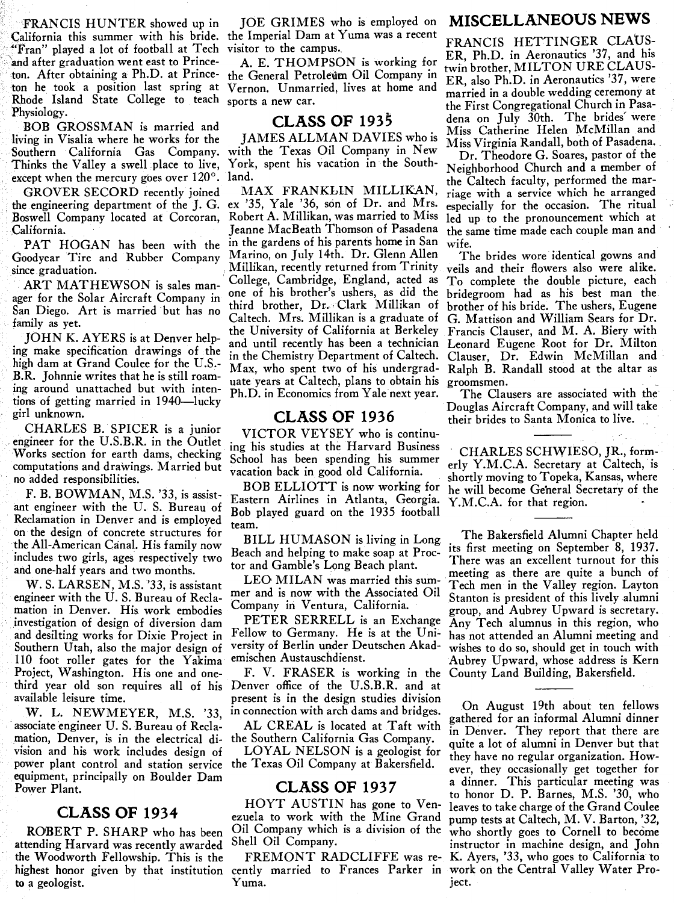FRANCIS HUNTER showed up in California this summer with his bride. "Fran" played a lot of football at Tech and after graduation went east to Princeton. After obtaining a Ph.D. at Princeton he took a position last spring at Rhode Island State College to teach Physiology.

BOB GROSSMAN is married and living in Visalia where he works for the Southern California Gas Company. Thinks the Valley a swell place to live, except when the mercury goes over 120°.

GROVER SECORD recently joined the engineering department of the J. G. Boswell Company located at Corcoran, California.

PAT HOGAN has been with the Goodyear Tire and Rubber Company since graduation.

ART MATHEWSON is sales manager for the Solar Aircraft Company in San Diego. Art is married but has no family as yet.

JOHN K. AYERS is at Denver helping make specification drawings of the high dam at Grand Coulee for the U.S.B.R. Johnnie writes that he is still roaming around unattached but with intentions of getting married in 1940—lucky girl unknown.

CHARLES B. SPICER is a junior engineer for the U.S.B.R. in the Outlet Works section for earth dams, checking computations and drawings. Married but no added responsibilities.

F. B. BOWMAN, M.S. '33, is assistant engineer with the U. S. Bureau of Reclamation in Denver and is employed on the design of concrete structures for the All-American Canal. His family now includes two girls, ages respectively two and one-half years and two months.

W. S. LARSEN, M.S. '33, is assistant engineer with the U. S. Bureau of Reclamation in Denver. His work embodies investigation of design of diversion dam and desilting works for Dixie Project in Southern Utah, also the major design of 110 foot roller gates for the Yakima Project, Washington. His one and one-third year old son requires all of his available leisure time.

W. L. NEWMEYER, M.S. '33, associate engineer U. S. Bureau of Reclamation, Denver, is in the electrical division and his work includes design of power plant control and station service equipment, principally on Boulder Dam Power Plant.

## CLASS OF 1934

ROBERT P. SHARP who has been attending Harvard was recently awarded the Woodworth Fellowship. This is the highest honor given by that institution to a geologist.

JOE GRIMES who is employed on the Imperial Dam at Yuma was a recent visitor to the campus.

A. E. THOMPSON is working for the General Petroleum Oil Company in Vernon. Unmarried, lives at home and sports a new car.

## CLASS OF 1935

JAMES ALLMAN DAVIES who is with the Texas Oil Company in New York, spent his vacation in the Southland.

MAX FRANKLIN MILLIKAN, ex '35, Yale '36, son of Dr. and Mrs. Robert A. Millikan, was married to Miss Jeanne MacBeath Thomson of Pasadena in the gardens of his parents home in San Marino, on July 14th. Dr. Glenn Allen Millikan, recently returned from Trinity College, Cambridge, England, acted as one of his brother's ushers, as did the third brother, Dr. Clark Millikan of Caltech. Mrs. Millikan is a graduate of the University of California at Berkeley and until recently has been a technician in the Chemistry Department of Caltech. Max, who spent two of his undergraduate years at Caltech, plans to obtain his Ph.D. in Economics from Yale next year.

## CLASS OF 1936

VICTOR VEYSEY who is continuing his studies at the Harvard Business School has been spending his summer vacation back in good old California.

BOB ELLIOTT is now working for Eastern Airlines in Atlanta, Georgia. Bob played guard on the 1935 football team.

BILL HUMASON is living in Long Beach and helping to make soap at Proctor and Gamble's Long Beach plant.

LEO MILAN was married this summer and is now with the Associated Oil Company in Ventura, California.

PETER SERRELL is an Exchange Fellow to Germany. He is at the University of Berlin under Deutschen Akademischen Austauschdienst.

F. V. FRASER is working in the Denver office of the U.S.B.R. and at present is in the design studies division in connection with arch dams and bridges.

AL CREAL is located at Taft with the Southern California Gas Company.

LOYAL NELSON is a geologist for the Texas Oil Company at Bakersfield.

## CLASS OF 1937

HOYT AUSTIN has gone to Venezuela to work with the Mine Grand Oil Company which is a division of the Shell Oil Company.

FREMONT RADCLIFFE was recently married to Frances Parker in Yuma.

# MISCELLANEOUS NEWS

FRANCIS HETTINGER CLAUSER, Ph.D. in Aeronautics '37, and his twin brother, MILTON URE CLAUSER, also Ph.D. in Aeronautics '37, were married in a double wedding ceremony at the First Congregational Church in Pasadena on July 30th. The brides were Miss Catherine Helen McMillan and Miss Virginia Randall, both of Pasadena.

Dr. Theodore G. Soares, pastor of the Neighborhood Church and a member of the Caltech faculty, performed the marriage with a service which he arranged especially for the occasion. The ritual led up to the pronouncement which at the same time made each couple man and wife.

The brides wore identical gowns and veils and their flowers also were alike. To complete the double picture, each bridegroom had as his best man the brother of his bride. The ushers, Eugene G. Mattison and William Sears for Dr. Francis Clauser, and M. A. Biery with Leonard Eugene Root for Dr. Milton Clauser, Dr. Edwin McMillan and Ralph B. Randall stood at the altar as groomsmen.

The Clausers are associated with the Douglas Aircraft Company, and will take their brides to Santa Monica to live.

---

CHARLES SCHWIESO, JR., formerly Y.M.C.A. Secretary at Caltech, is shortly moving to Topeka, Kansas, where he will become General Secretary of the Y.M.C.A. for that region.

---

The Bakersfield Alumni Chapter held its first meeting on September 8, 1937. There was an excellent turnout for this meeting as there are quite a bunch of Tech men in the Valley region. Layton Stanton is president of this lively alumni group, and Aubrey Upward is secretary. Any Tech alumnus in this region, who has not attended an Alumni meeting and wishes to do so, should get in touch with Aubrey Upward, whose address is Kern County Land Building, Bakersfield.

---

On August 19th about ten fellows gathered for an informal Alumni dinner in Denver. They report that there are quite a lot of alumni in Denver but that they have no regular organization. However, they occasionally get together for a dinner. This particular meeting was to honor D. P. Barnes, M.S. '30, who leaves to take charge of the Grand Coulee pump tests at Caltech, M. V. Barton, '32, who shortly goes to Cornell to become instructor in machine design, and John K. Ayers, '33, who goes to California to work on the Central Valley Water Project.